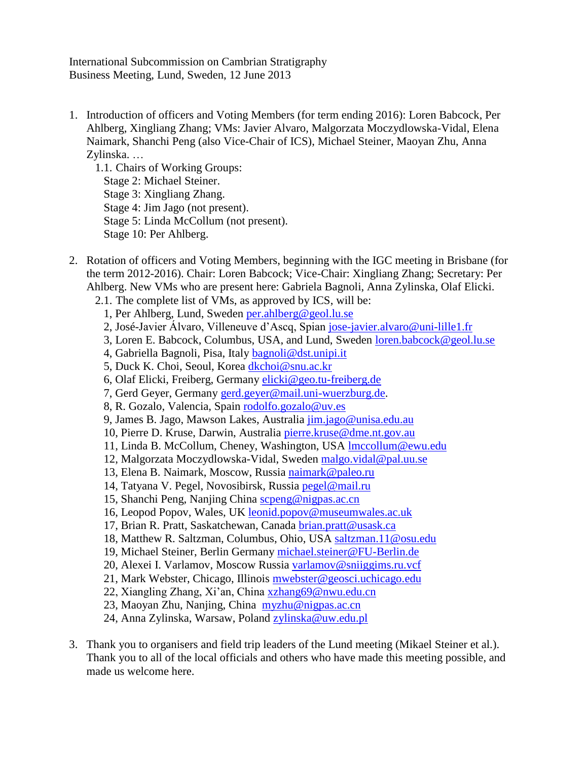International Subcommission on Cambrian Stratigraphy
Business Meeting, Lund, Sweden, 12 June 2013

1. Introduction of officers and Voting Members (for term ending 2016): Loren Babcock, Per Ahlberg, Xingliang Zhang; VMs: Javier Alvaro, Malgorzata Moczydlowska-Vidal, Elena Naimark, Shanchi Peng (also Vice-Chair of ICS), Michael Steiner, Maoyan Zhu, Anna Zylinska. …
   1.1. Chairs of Working Groups:
      Stage 2: Michael Steiner.
      Stage 3: Xingliang Zhang.
      Stage 4: Jim Jago (not present).
      Stage 5: Linda McCollum (not present).
      Stage 10: Per Ahlberg.

2. Rotation of officers and Voting Members, beginning with the IGC meeting in Brisbane (for the term 2012-2016). Chair: Loren Babcock; Vice-Chair: Xingliang Zhang; Secretary: Per Ahlberg. New VMs who are present here: Gabriela Bagnoli, Anna Zylinska, Olaf Elicki.
   2.1. The complete list of VMs, as approved by ICS, will be:
      1, Per Ahlberg, Lund, Sweden per.ahlberg@geol.lu.se
      2, José-Javier Álvaro, Villeneuve d'Ascq, Spian jose-javier.alvaro@uni-lille1.fr
      3, Loren E. Babcock, Columbus, USA, and Lund, Sweden loren.babcock@geol.lu.se
      4, Gabriella Bagnoli, Pisa, Italy bagnoli@dst.unipi.it
      5, Duck K. Choi, Seoul, Korea dkchoi@snu.ac.kr
      6, Olaf Elicki, Freiberg, Germany elicki@geo.tu-freiberg.de
      7, Gerd Geyer, Germany gerd.geyer@mail.uni-wuerzburg.de.
      8, R. Gozalo, Valencia, Spain rodolfo.gozalo@uv.es
      9, James B. Jago, Mawson Lakes, Australia jim.jago@unisa.edu.au
      10, Pierre D. Kruse, Darwin, Australia pierre.kruse@dme.nt.gov.au
      11, Linda B. McCollum, Cheney, Washington, USA lmccollum@ewu.edu
      12, Malgorzata Moczydlowska-Vidal, Sweden malgo.vidal@pal.uu.se
      13, Elena B. Naimark, Moscow, Russia naimark@paleo.ru
      14, Tatyana V. Pegel, Novosibirsk, Russia pegel@mail.ru
      15, Shanchi Peng, Nanjing China scpeng@nigpas.ac.cn
      16, Leopod Popov, Wales, UK leonid.popov@museumwales.ac.uk
      17, Brian R. Pratt, Saskatchewan, Canada brian.pratt@usask.ca
      18, Matthew R. Saltzman, Columbus, Ohio, USA saltzman.11@osu.edu
      19, Michael Steiner, Berlin Germany michael.steiner@FU-Berlin.de
      20, Alexei I. Varlamov, Moscow Russia varlamov@sniiggims.ru.vcf
      21, Mark Webster, Chicago, Illinois mwebster@geosci.uchicago.edu
      22, Xiangling Zhang, Xi'an, China xzhang69@nwu.edu.cn
      23, Maoyan Zhu, Nanjing, China myzhu@nigpas.ac.cn
      24, Anna Zylinska, Warsaw, Poland zylinska@uw.edu.pl

3. Thank you to organisers and field trip leaders of the Lund meeting (Mikael Steiner et al.). Thank you to all of the local officials and others who have made this meeting possible, and made us welcome here.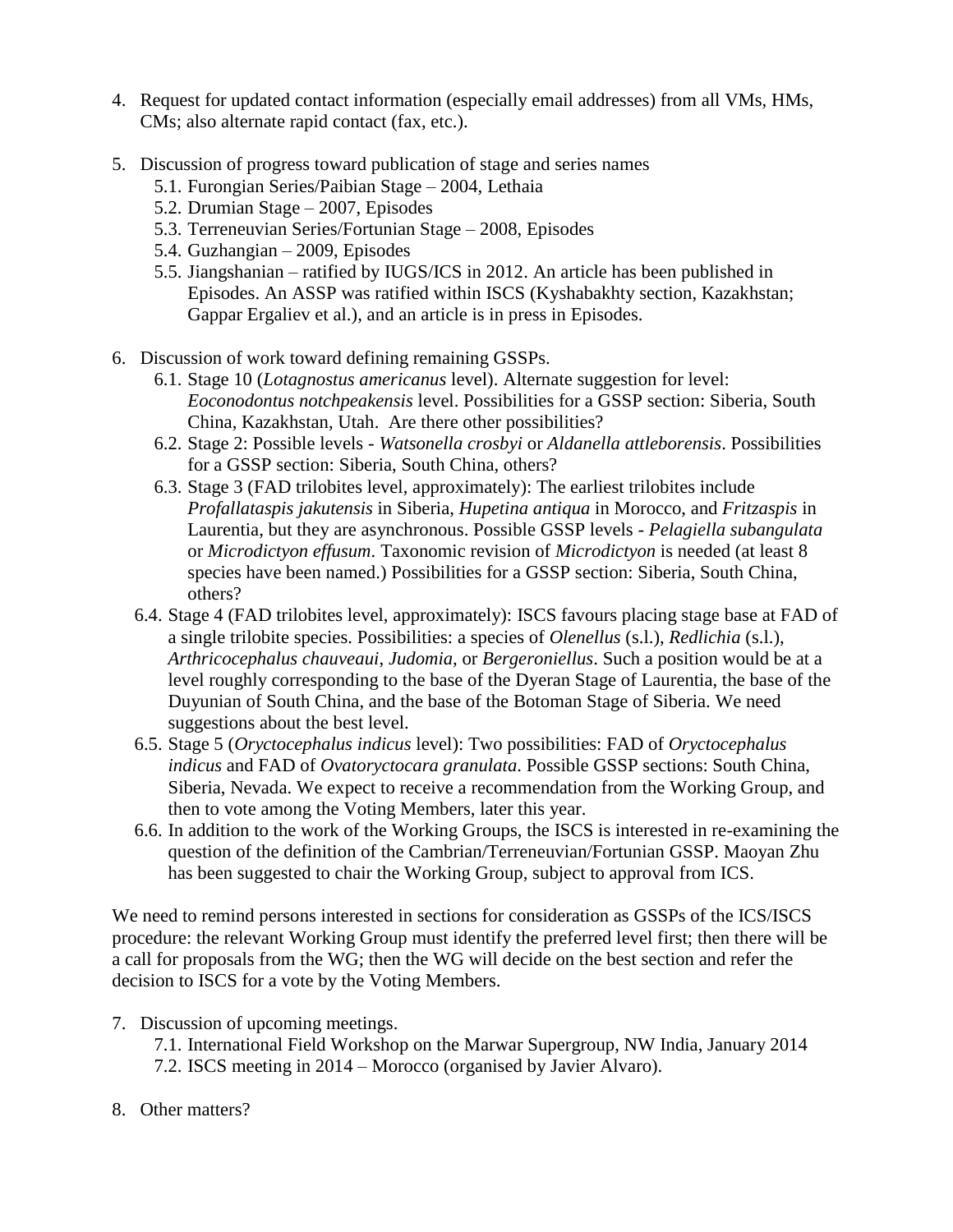4. Request for updated contact information (especially email addresses) from all VMs, HMs, CMs; also alternate rapid contact (fax, etc.).

5. Discussion of progress toward publication of stage and series names
   - 5.1. Furongian Series/Paibian Stage – 2004, Lethaia
   - 5.2. Drumian Stage – 2007, Episodes
   - 5.3. Terreneuvian Series/Fortunian Stage – 2008, Episodes
   - 5.4. Guzhangian – 2009, Episodes
   - 5.5. Jiangshanian – ratified by IUGS/ICS in 2012. An article has been published in Episodes. An ASSP was ratified within ISCS (Kyshabakhty section, Kazakhstan; Gappar Ergaliev et al.), and an article is in press in Episodes.

6. Discussion of work toward defining remaining GSSPs.
   - 6.1. Stage 10 (*Lotagnostus americanus* level). Alternate suggestion for level: *Eoconodontus notchpeakensis* level. Possibilities for a GSSP section: Siberia, South China, Kazakhstan, Utah. Are there other possibilities?
   - 6.2. Stage 2: Possible levels - *Watsonella crosbyi* or *Aldanella attleborensis*. Possibilities for a GSSP section: Siberia, South China, others?
   - 6.3. Stage 3 (FAD trilobites level, approximately): The earliest trilobites include *Profallataspis jakutensis* in Siberia, *Hupetina antiqua* in Morocco, and *Fritzaspis* in Laurentia, but they are asynchronous. Possible GSSP levels - *Pelagiella subangulata* or *Microdictyon effusum*. Taxonomic revision of *Microdictyon* is needed (at least 8 species have been named.) Possibilities for a GSSP section: Siberia, South China, others?
   - 6.4. Stage 4 (FAD trilobites level, approximately): ISCS favours placing stage base at FAD of a single trilobite species. Possibilities: a species of *Olenellus* (s.l.), *Redlichia* (s.l.), *Arthricocephalus chauveaui*, *Judomia,* or *Bergeroniellus*. Such a position would be at a level roughly corresponding to the base of the Dyeran Stage of Laurentia, the base of the Duyunian of South China, and the base of the Botoman Stage of Siberia. We need suggestions about the best level.
   - 6.5. Stage 5 (*Oryctocephalus indicus* level): Two possibilities: FAD of *Oryctocephalus indicus* and FAD of *Ovatoryctocara granulata*. Possible GSSP sections: South China, Siberia, Nevada. We expect to receive a recommendation from the Working Group, and then to vote among the Voting Members, later this year.
   - 6.6. In addition to the work of the Working Groups, the ISCS is interested in re-examining the question of the definition of the Cambrian/Terreneuvian/Fortunian GSSP. Maoyan Zhu has been suggested to chair the Working Group, subject to approval from ICS.

We need to remind persons interested in sections for consideration as GSSPs of the ICS/ISCS procedure: the relevant Working Group must identify the preferred level first; then there will be a call for proposals from the WG; then the WG will decide on the best section and refer the decision to ISCS for a vote by the Voting Members.

7. Discussion of upcoming meetings.
   - 7.1. International Field Workshop on the Marwar Supergroup, NW India, January 2014
   - 7.2. ISCS meeting in 2014 – Morocco (organised by Javier Alvaro).

8. Other matters?